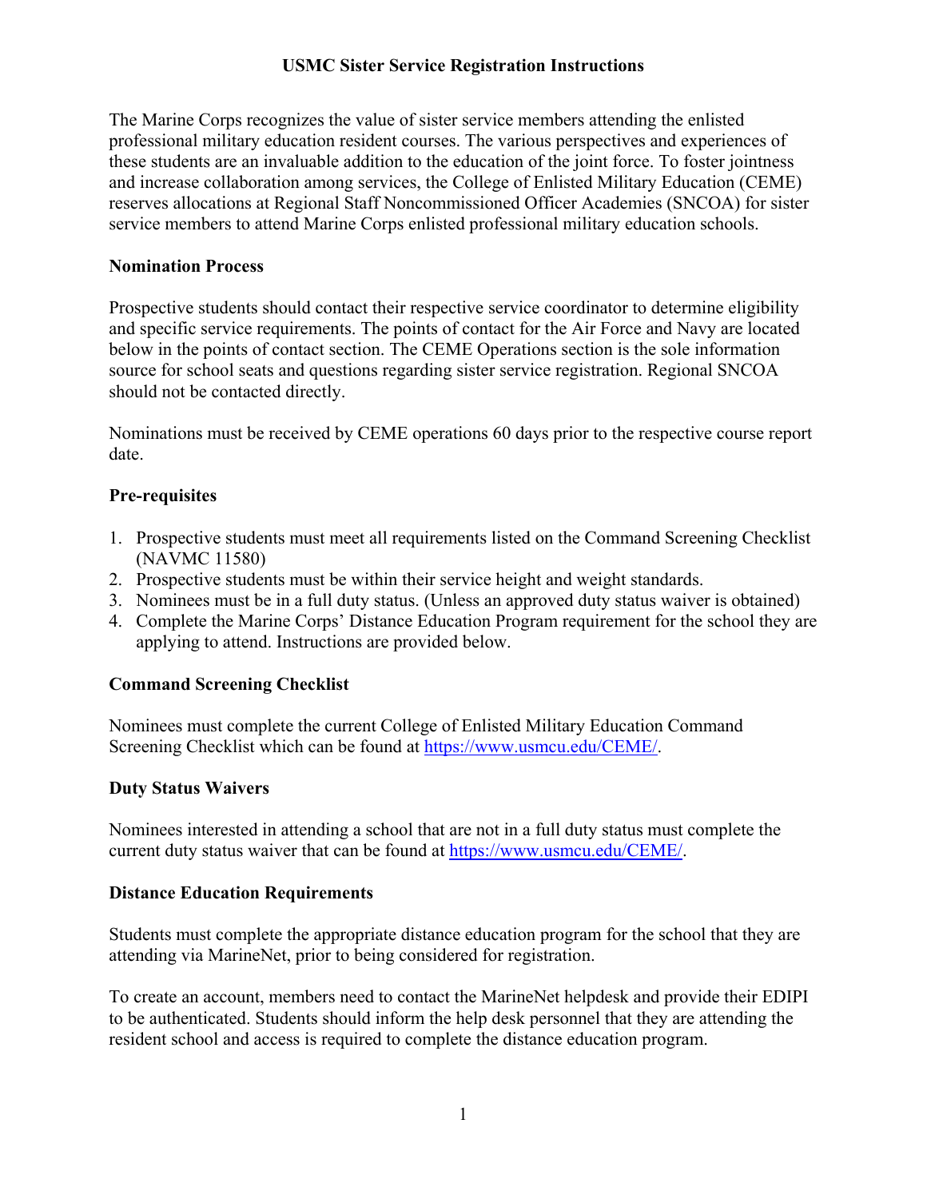# USMC Sister Service Registration Instructions

The Marine Corps recognizes the value of sister service members attending the enlisted professional military education resident courses. The various perspectives and experiences of these students are an invaluable addition to the education of the joint force. To foster jointness and increase collaboration among services, the College of Enlisted Military Education (CEME) reserves allocations at Regional Staff Noncommissioned Officer Academies (SNCOA) for sister service members to attend Marine Corps enlisted professional military education schools.

## Nomination Process

Prospective students should contact their respective service coordinator to determine eligibility and specific service requirements. The points of contact for the Air Force and Navy are located below in the points of contact section. The CEME Operations section is the sole information source for school seats and questions regarding sister service registration. Regional SNCOA should not be contacted directly.

Nominations must be received by CEME operations 60 days prior to the respective course report date.

## Pre-requisites

1. Prospective students must meet all requirements listed on the Command Screening Checklist (NAVMC 11580)
2. Prospective students must be within their service height and weight standards.
3. Nominees must be in a full duty status. (Unless an approved duty status waiver is obtained)
4. Complete the Marine Corps' Distance Education Program requirement for the school they are applying to attend. Instructions are provided below.

## Command Screening Checklist

Nominees must complete the current College of Enlisted Military Education Command Screening Checklist which can be found at [https://www.usmcu.edu/CEME/](https://www.usmcu.edu/CEME/).

## Duty Status Waivers

Nominees interested in attending a school that are not in a full duty status must complete the current duty status waiver that can be found at [https://www.usmcu.edu/CEME/](https://www.usmcu.edu/CEME/).

## Distance Education Requirements

Students must complete the appropriate distance education program for the school that they are attending via MarineNet, prior to being considered for registration.

To create an account, members need to contact the MarineNet helpdesk and provide their EDIPI to be authenticated. Students should inform the help desk personnel that they are attending the resident school and access is required to complete the distance education program.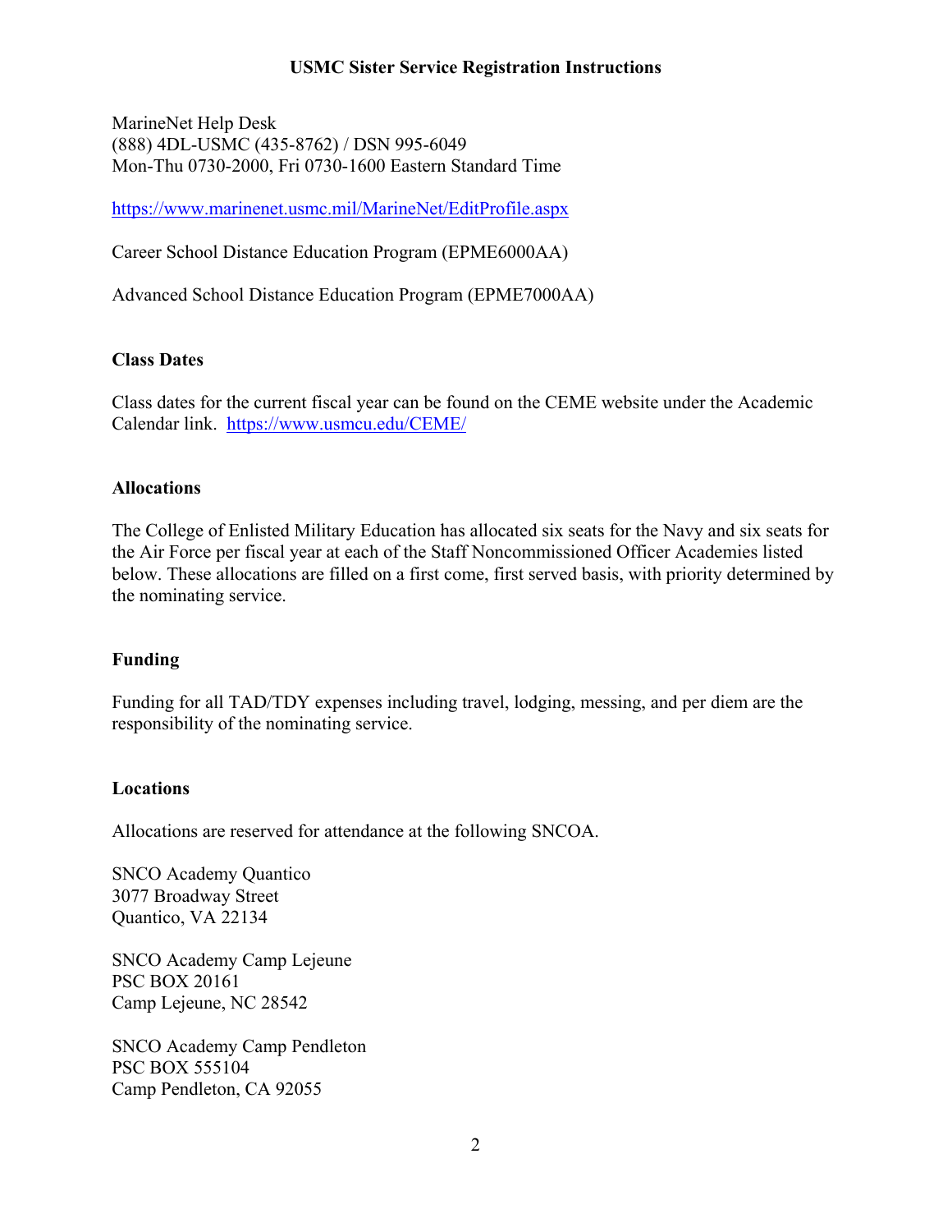# USMC Sister Service Registration Instructions

MarineNet Help Desk
(888) 4DL-USMC (435-8762) / DSN 995-6049
Mon-Thu 0730-2000, Fri 0730-1600 Eastern Standard Time

https://www.marinenet.usmc.mil/MarineNet/EditProfile.aspx

Career School Distance Education Program (EPME6000AA)

Advanced School Distance Education Program (EPME7000AA)

## Class Dates

Class dates for the current fiscal year can be found on the CEME website under the Academic Calendar link. https://www.usmcu.edu/CEME/

## Allocations

The College of Enlisted Military Education has allocated six seats for the Navy and six seats for the Air Force per fiscal year at each of the Staff Noncommissioned Officer Academies listed below. These allocations are filled on a first come, first served basis, with priority determined by the nominating service.

## Funding

Funding for all TAD/TDY expenses including travel, lodging, messing, and per diem are the responsibility of the nominating service.

## Locations

Allocations are reserved for attendance at the following SNCOA.

SNCO Academy Quantico
3077 Broadway Street
Quantico, VA 22134

SNCO Academy Camp Lejeune
PSC BOX 20161
Camp Lejeune, NC 28542

SNCO Academy Camp Pendleton
PSC BOX 555104
Camp Pendleton, CA 92055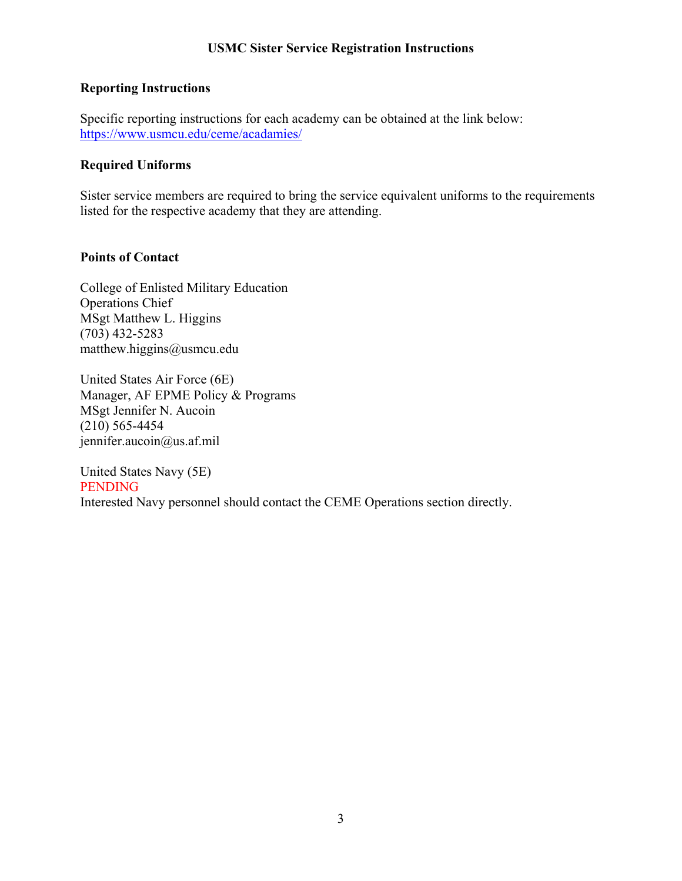# USMC Sister Service Registration Instructions

## Reporting Instructions

Specific reporting instructions for each academy can be obtained at the link below:
https://www.usmcu.edu/ceme/acadamies/

## Required Uniforms

Sister service members are required to bring the service equivalent uniforms to the requirements listed for the respective academy that they are attending.

## Points of Contact

College of Enlisted Military Education
Operations Chief
MSgt Matthew L. Higgins
(703) 432-5283
matthew.higgins@usmcu.edu

United States Air Force (6E)
Manager, AF EPME Policy & Programs
MSgt Jennifer N. Aucoin
(210) 565-4454
jennifer.aucoin@us.af.mil

United States Navy (5E)
PENDING
Interested Navy personnel should contact the CEME Operations section directly.